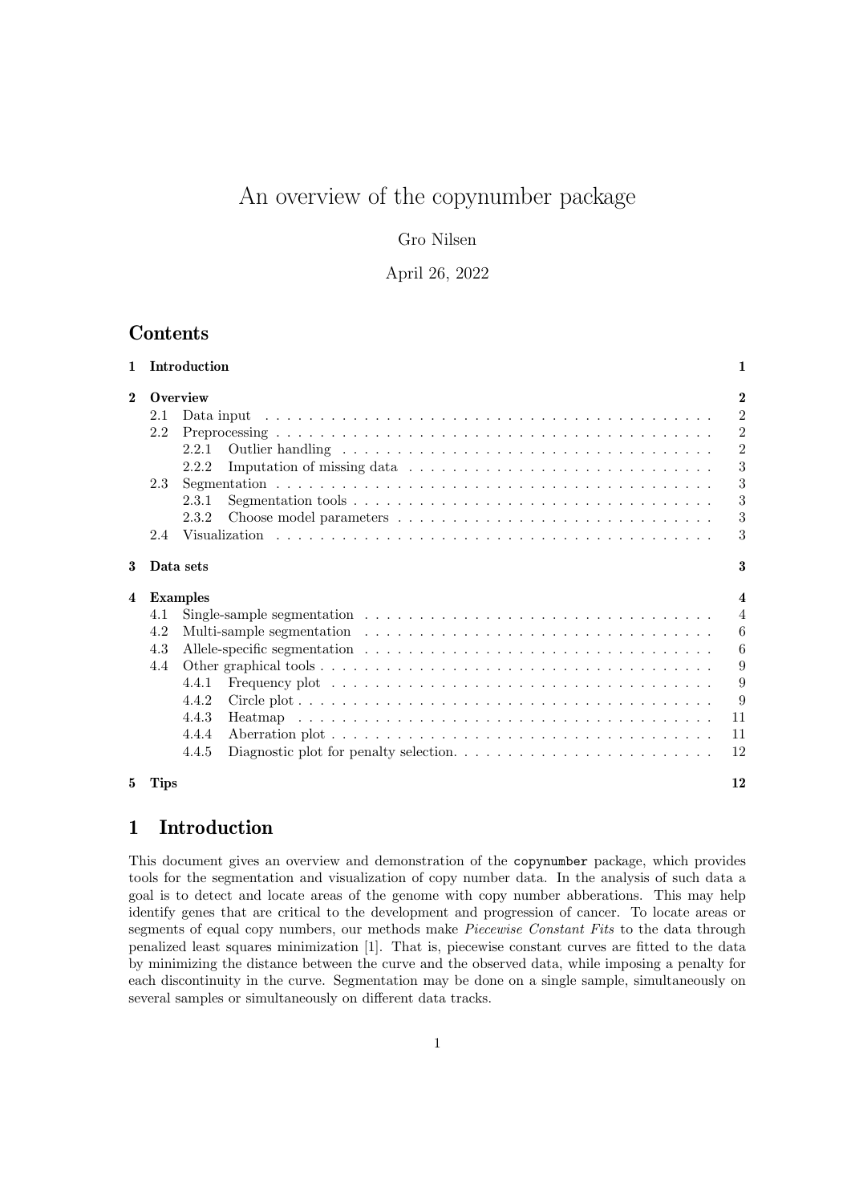# An overview of the copynumber package

Gro Nilsen

April 26, 2022

## Contents

- 1 Introduction — 1
- 2 Overview — 2
  - 2.1 Data input — 2
  - 2.2 Preprocessing — 2
    - 2.2.1 Outlier handling — 2
    - 2.2.2 Imputation of missing data — 3
  - 2.3 Segmentation — 3
    - 2.3.1 Segmentation tools — 3
    - 2.3.2 Choose model parameters — 3
  - 2.4 Visualization — 3
- 3 Data sets — 3
- 4 Examples — 4
  - 4.1 Single-sample segmentation — 4
  - 4.2 Multi-sample segmentation — 6
  - 4.3 Allele-specific segmentation — 6
  - 4.4 Other graphical tools — 9
    - 4.4.1 Frequency plot — 9
    - 4.4.2 Circle plot — 9
    - 4.4.3 Heatmap — 11
    - 4.4.4 Aberration plot — 11
    - 4.4.5 Diagnostic plot for penalty selection. — 12
- 5 Tips — 12

## 1 Introduction

This document gives an overview and demonstration of the `copynumber` package, which provides tools for the segmentation and visualization of copy number data. In the analysis of such data a goal is to detect and locate areas of the genome with copy number abberations. This may help identify genes that are critical to the development and progression of cancer. To locate areas or segments of equal copy numbers, our methods make *Piecewise Constant Fits* to the data through penalized least squares minimization [1]. That is, piecewise constant curves are fitted to the data by minimizing the distance between the curve and the observed data, while imposing a penalty for each discontinuity in the curve. Segmentation may be done on a single sample, simultaneously on several samples or simultaneously on different data tracks.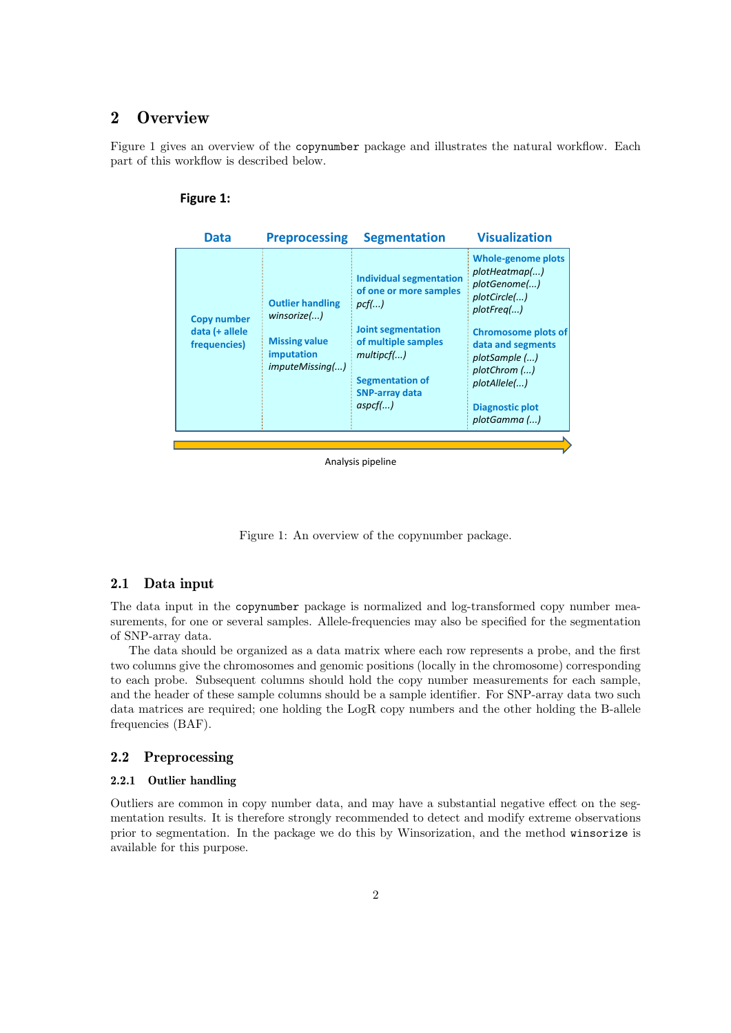## 2 Overview

Figure 1 gives an overview of the copynumber package and illustrates the natural workflow. Each part of this workflow is described below.

**Figure 1:**

| Data | Preprocessing | Segmentation | Visualization |
|---|---|---|---|
| **Copy number data (+ allele frequencies)** | **Outlier handling** *winsorize(...)*<br><br>**Missing value imputation** *imputeMissing(...)* | **Individual segmentation of one or more samples** *pcf(...)*<br><br>**Joint segmentation of multiple samples** *multipcf(...)*<br><br>**Segmentation of SNP-array data** *aspcf(...)* | **Whole-genome plots** *plotHeatmap(...)* *plotGenome(...)* *plotCircle(...)* *plotFreq(...)*<br><br>**Chromosome plots of data and segments** *plotSample (...)* *plotChrom (...)* *plotAllele(...)*<br><br>**Diagnostic plot** *plotGamma (...)* |

Analysis pipeline

Figure 1: An overview of the copynumber package.

### 2.1 Data input

The data input in the `copynumber` package is normalized and log-transformed copy number measurements, for one or several samples. Allele-frequencies may also be specified for the segmentation of SNP-array data.

The data should be organized as a data matrix where each row represents a probe, and the first two columns give the chromosomes and genomic positions (locally in the chromosome) corresponding to each probe. Subsequent columns should hold the copy number measurements for each sample, and the header of these sample columns should be a sample identifier. For SNP-array data two such data matrices are required; one holding the LogR copy numbers and the other holding the B-allele frequencies (BAF).

### 2.2 Preprocessing

#### 2.2.1 Outlier handling

Outliers are common in copy number data, and may have a substantial negative effect on the segmentation results. It is therefore strongly recommended to detect and modify extreme observations prior to segmentation. In the package we do this by Winsorization, and the method `winsorize` is available for this purpose.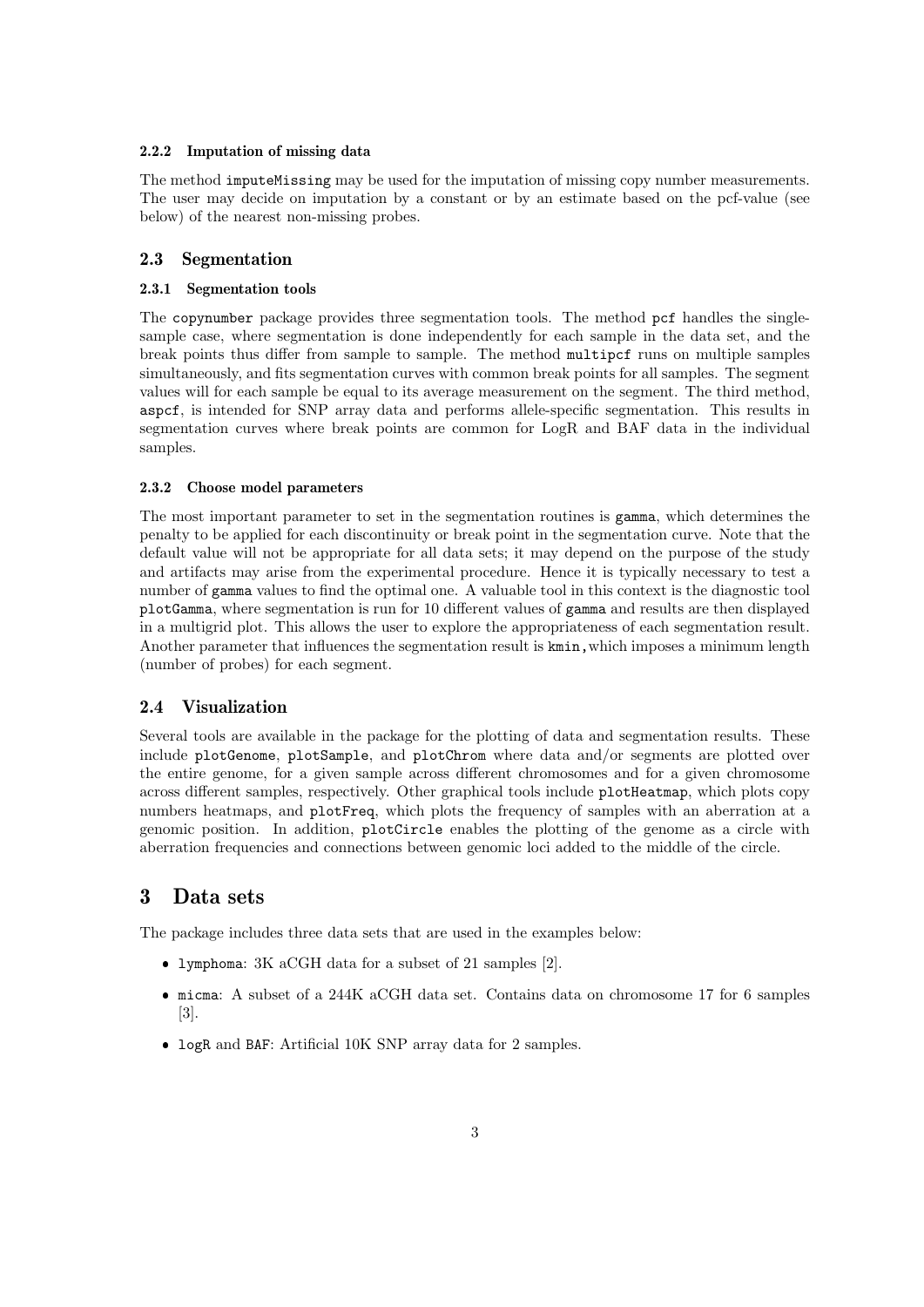#### 2.2.2 Imputation of missing data

The method `imputeMissing` may be used for the imputation of missing copy number measurements. The user may decide on imputation by a constant or by an estimate based on the pcf-value (see below) of the nearest non-missing probes.

### 2.3 Segmentation

#### 2.3.1 Segmentation tools

The `copynumber` package provides three segmentation tools. The method `pcf` handles the single-sample case, where segmentation is done independently for each sample in the data set, and the break points thus differ from sample to sample. The method `multipcf` runs on multiple samples simultaneously, and fits segmentation curves with common break points for all samples. The segment values will for each sample be equal to its average measurement on the segment. The third method, `aspcf`, is intended for SNP array data and performs allele-specific segmentation. This results in segmentation curves where break points are common for LogR and BAF data in the individual samples.

#### 2.3.2 Choose model parameters

The most important parameter to set in the segmentation routines is `gamma`, which determines the penalty to be applied for each discontinuity or break point in the segmentation curve. Note that the default value will not be appropriate for all data sets; it may depend on the purpose of the study and artifacts may arise from the experimental procedure. Hence it is typically necessary to test a number of `gamma` values to find the optimal one. A valuable tool in this context is the diagnostic tool `plotGamma`, where segmentation is run for 10 different values of `gamma` and results are then displayed in a multigrid plot. This allows the user to explore the appropriateness of each segmentation result. Another parameter that influences the segmentation result is `kmin`,which imposes a minimum length (number of probes) for each segment.

### 2.4 Visualization

Several tools are available in the package for the plotting of data and segmentation results. These include `plotGenome`, `plotSample`, and `plotChrom` where data and/or segments are plotted over the entire genome, for a given sample across different chromosomes and for a given chromosome across different samples, respectively. Other graphical tools include `plotHeatmap`, which plots copy numbers heatmaps, and `plotFreq`, which plots the frequency of samples with an aberration at a genomic position. In addition, `plotCircle` enables the plotting of the genome as a circle with aberration frequencies and connections between genomic loci added to the middle of the circle.

## 3 Data sets

The package includes three data sets that are used in the examples below:

- `lymphoma`: 3K aCGH data for a subset of 21 samples [2].
- `micma`: A subset of a 244K aCGH data set. Contains data on chromosome 17 for 6 samples [3].
- `logR` and `BAF`: Artificial 10K SNP array data for 2 samples.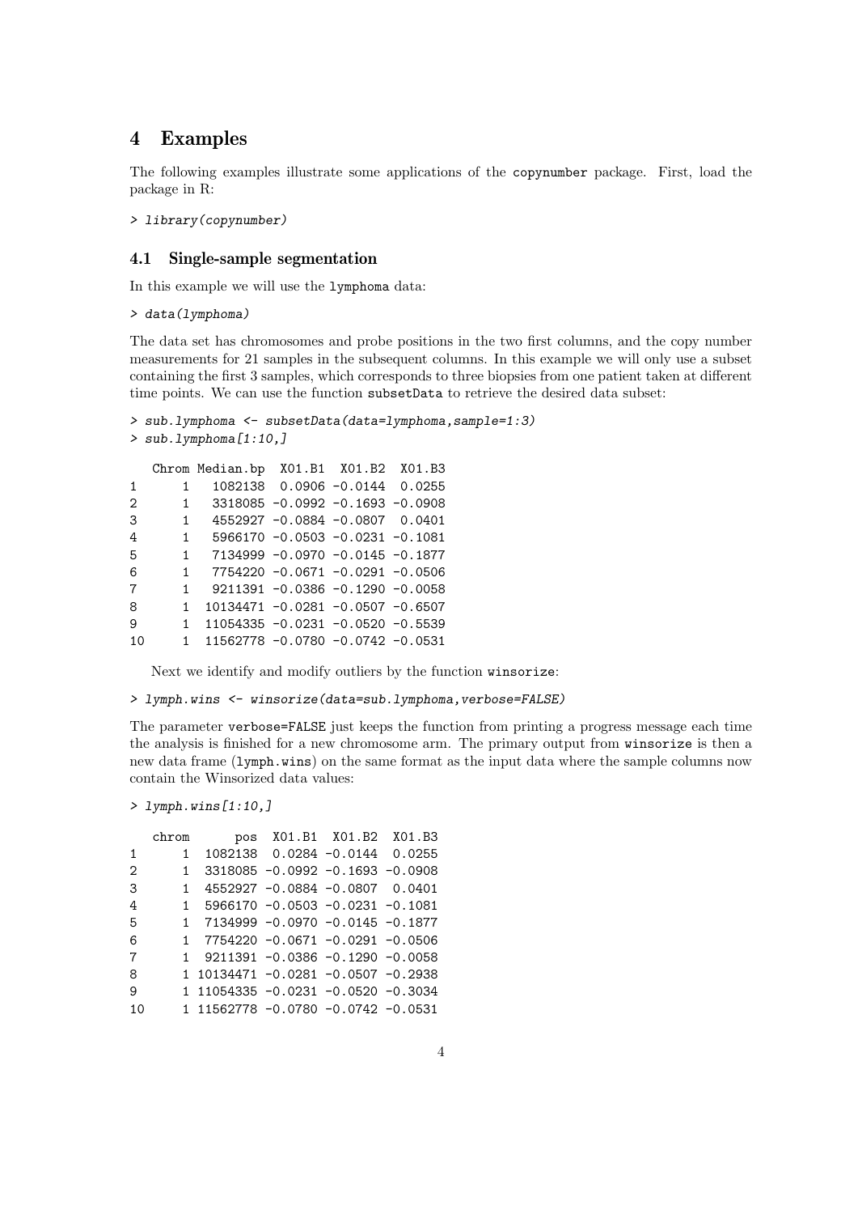# 4 Examples

The following examples illustrate some applications of the copynumber package. First, load the package in R:

```
> library(copynumber)
```

## 4.1 Single-sample segmentation

In this example we will use the lymphoma data:

```
> data(lymphoma)
```

The data set has chromosomes and probe positions in the two first columns, and the copy number measurements for 21 samples in the subsequent columns. In this example we will only use a subset containing the first 3 samples, which corresponds to three biopsies from one patient taken at different time points. We can use the function subsetData to retrieve the desired data subset:

```
> sub.lymphoma <- subsetData(data=lymphoma,sample=1:3)
> sub.lymphoma[1:10,]

   Chrom Median.bp  X01.B1  X01.B2  X01.B3
1      1   1082138  0.0906 -0.0144  0.0255
2      1   3318085 -0.0992 -0.1693 -0.0908
3      1   4552927 -0.0884 -0.0807  0.0401
4      1   5966170 -0.0503 -0.0231 -0.1081
5      1   7134999 -0.0970 -0.0145 -0.1877
6      1   7754220 -0.0671 -0.0291 -0.0506
7      1   9211391 -0.0386 -0.1290 -0.0058
8      1  10134471 -0.0281 -0.0507 -0.6507
9      1  11054335 -0.0231 -0.0520 -0.5539
10     1  11562778 -0.0780 -0.0742 -0.0531
```

Next we identify and modify outliers by the function winsorize:

```
> lymph.wins <- winsorize(data=sub.lymphoma,verbose=FALSE)
```

The parameter verbose=FALSE just keeps the function from printing a progress message each time the analysis is finished for a new chromosome arm. The primary output from winsorize is then a new data frame (lymph.wins) on the same format as the input data where the sample columns now contain the Winsorized data values:

```
> lymph.wins[1:10,]

   chrom      pos  X01.B1  X01.B2  X01.B3
1      1  1082138  0.0284 -0.0144  0.0255
2      1  3318085 -0.0992 -0.1693 -0.0908
3      1  4552927 -0.0884 -0.0807  0.0401
4      1  5966170 -0.0503 -0.0231 -0.1081
5      1  7134999 -0.0970 -0.0145 -0.1877
6      1  7754220 -0.0671 -0.0291 -0.0506
7      1  9211391 -0.0386 -0.1290 -0.0058
8      1 10134471 -0.0281 -0.0507 -0.2938
9      1 11054335 -0.0231 -0.0520 -0.3034
10     1 11562778 -0.0780 -0.0742 -0.0531
```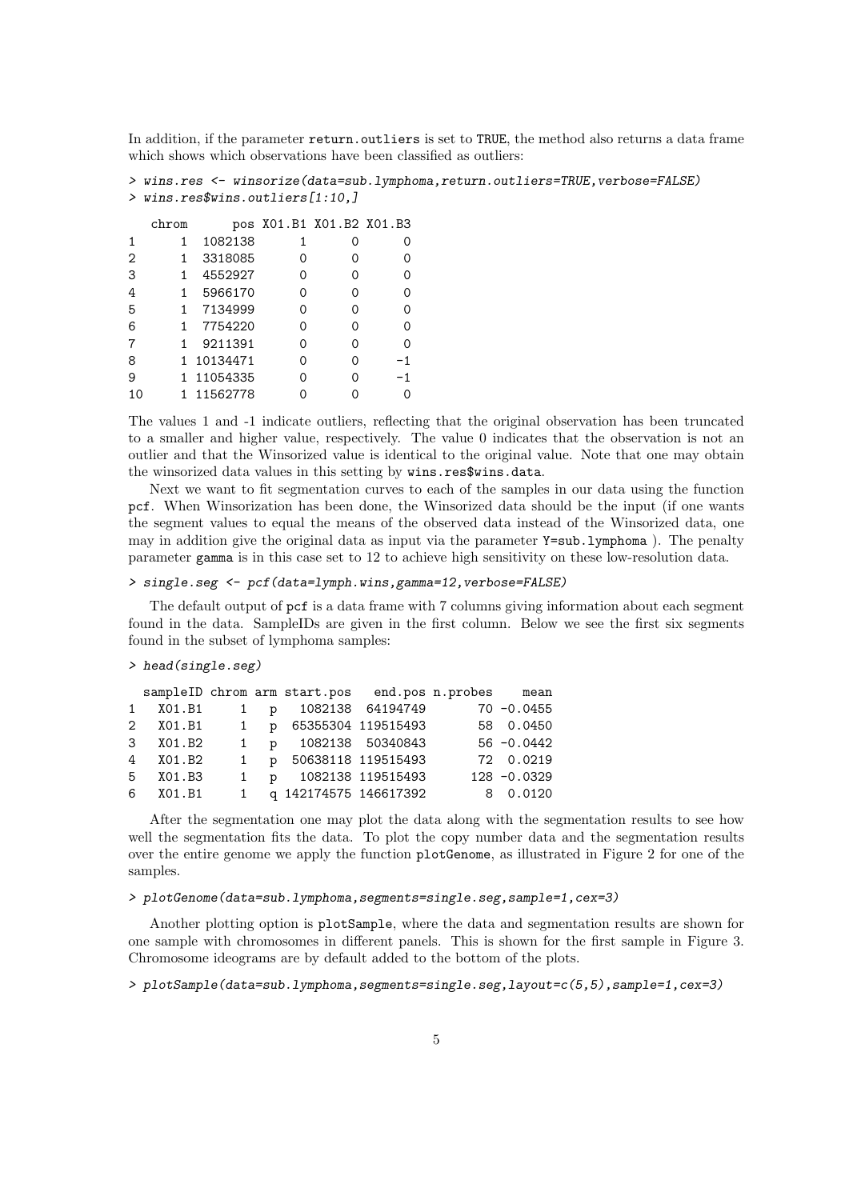In addition, if the parameter return.outliers is set to TRUE, the method also returns a data frame which shows which observations have been classified as outliers:

```
> wins.res <- winsorize(data=sub.lymphoma,return.outliers=TRUE,verbose=FALSE)
> wins.res$wins.outliers[1:10,]

   chrom      pos X01.B1 X01.B2 X01.B3
1      1  1082138      1      0      0
2      1  3318085      0      0      0
3      1  4552927      0      0      0
4      1  5966170      0      0      0
5      1  7134999      0      0      0
6      1  7754220      0      0      0
7      1  9211391      0      0      0
8      1 10134471      0      0     -1
9      1 11054335      0      0     -1
10     1 11562778      0      0      0
```

The values 1 and -1 indicate outliers, reflecting that the original observation has been truncated to a smaller and higher value, respectively. The value 0 indicates that the observation is not an outlier and that the Winsorized value is identical to the original value. Note that one may obtain the winsorized data values in this setting by wins.res$wins.data.

Next we want to fit segmentation curves to each of the samples in our data using the function pcf. When Winsorization has been done, the Winsorized data should be the input (if one wants the segment values to equal the means of the observed data instead of the Winsorized data, one may in addition give the original data as input via the parameter Y=sub.lymphoma ). The penalty parameter gamma is in this case set to 12 to achieve high sensitivity on these low-resolution data.

```
> single.seg <- pcf(data=lymph.wins,gamma=12,verbose=FALSE)
```

The default output of pcf is a data frame with 7 columns giving information about each segment found in the data. SampleIDs are given in the first column. Below we see the first six segments found in the subset of lymphoma samples:

```
> head(single.seg)

  sampleID chrom arm start.pos   end.pos n.probes    mean
1   X01.B1     1   p   1082138  64194749       70 -0.0455
2   X01.B1     1   p  65355304 119515493       58  0.0450
3   X01.B2     1   p   1082138  50340843       56 -0.0442
4   X01.B2     1   p  50638118 119515493       72  0.0219
5   X01.B3     1   p   1082138 119515493      128 -0.0329
6   X01.B1     1   q 142174575 146617392        8  0.0120
```

After the segmentation one may plot the data along with the segmentation results to see how well the segmentation fits the data. To plot the copy number data and the segmentation results over the entire genome we apply the function plotGenome, as illustrated in Figure 2 for one of the samples.

```
> plotGenome(data=sub.lymphoma,segments=single.seg,sample=1,cex=3)
```

Another plotting option is plotSample, where the data and segmentation results are shown for one sample with chromosomes in different panels. This is shown for the first sample in Figure 3. Chromosome ideograms are by default added to the bottom of the plots.

```
> plotSample(data=sub.lymphoma,segments=single.seg,layout=c(5,5),sample=1,cex=3)
```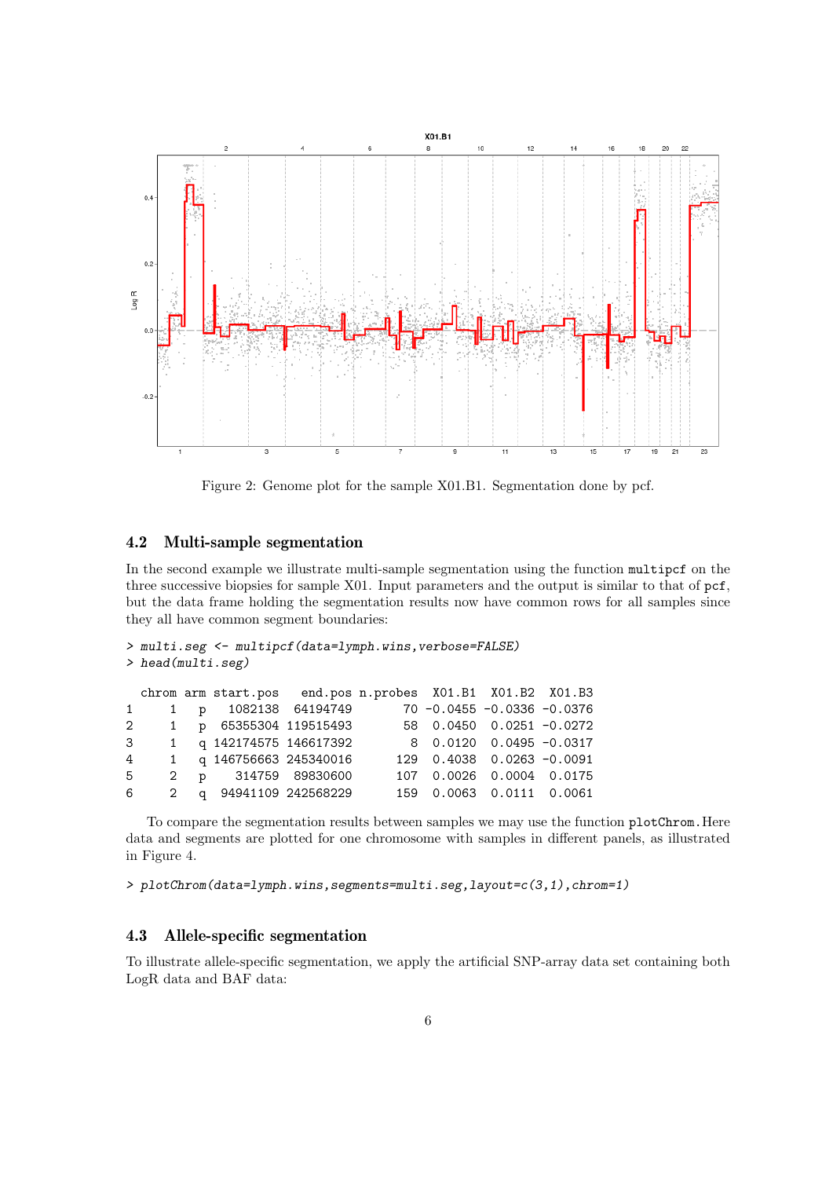Figure 2: Genome plot for the sample X01.B1. Segmentation done by pcf.

## 4.2 Multi-sample segmentation

In the second example we illustrate multi-sample segmentation using the function `multipcf` on the three successive biopsies for sample X01. Input parameters and the output is similar to that of `pcf`, but the data frame holding the segmentation results now have common rows for all samples since they all have common segment boundaries:

```
> multi.seg <- multipcf(data=lymph.wins,verbose=FALSE)
> head(multi.seg)

  chrom arm start.pos   end.pos n.probes  X01.B1  X01.B2  X01.B3
1     1   p   1082138  64194749       70 -0.0455 -0.0336 -0.0376
2     1   p  65355304 119515493       58  0.0450  0.0251 -0.0272
3     1   q 142174575 146617392        8  0.0120  0.0495 -0.0317
4     1   q 146756663 245340016      129  0.4038  0.0263 -0.0091
5     2   p    314759  89830600      107  0.0026  0.0004  0.0175
6     2   q  94941109 242568229      159  0.0063  0.0111  0.0061
```

To compare the segmentation results between samples we may use the function `plotChrom`. Here data and segments are plotted for one chromosome with samples in different panels, as illustrated in Figure 4.

```
> plotChrom(data=lymph.wins,segments=multi.seg,layout=c(3,1),chrom=1)
```

## 4.3 Allele-specific segmentation

To illustrate allele-specific segmentation, we apply the artificial SNP-array data set containing both LogR data and BAF data: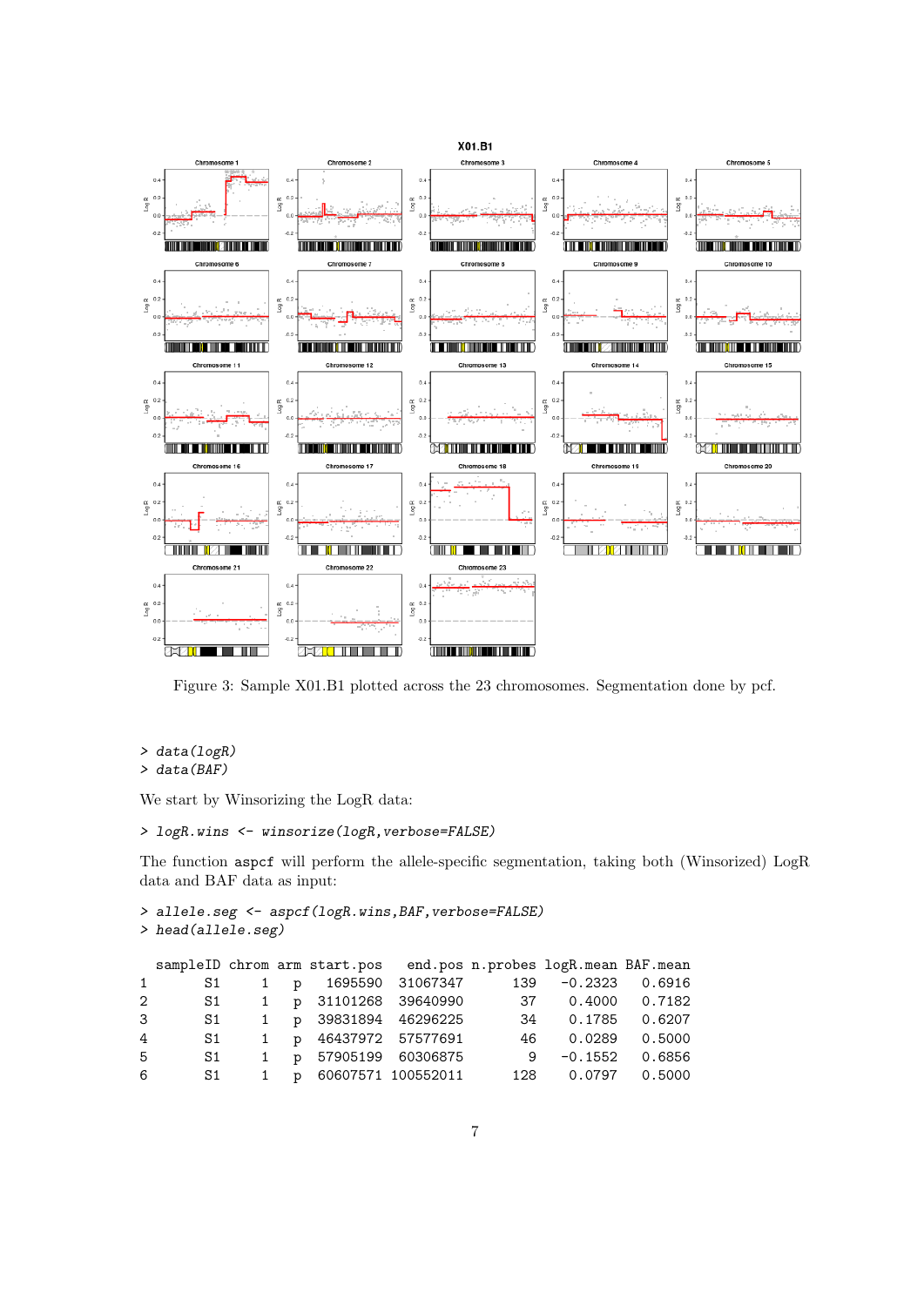Figure 3: Sample X01.B1 plotted across the 23 chromosomes. Segmentation done by pcf.

```
> data(logR)
> data(BAF)
```

We start by Winsorizing the LogR data:

```
> logR.wins <- winsorize(logR,verbose=FALSE)
```

The function `aspcf` will perform the allele-specific segmentation, taking both (Winsorized) LogR data and BAF data as input:

```
> allele.seg <- aspcf(logR.wins,BAF,verbose=FALSE)
> head(allele.seg)
```

```
  sampleID chrom arm start.pos   end.pos n.probes logR.mean BAF.mean
1       S1     1   p   1695590  31067347      139   -0.2323   0.6916
2       S1     1   p  31101268  39640990       37    0.4000   0.7182
3       S1     1   p  39831894  46296225       34    0.1785   0.6207
4       S1     1   p  46437972  57577691       46    0.0289   0.5000
5       S1     1   p  57905199  60306875        9   -0.1552   0.6856
6       S1     1   p  60607571 100552011      128    0.0797   0.5000
```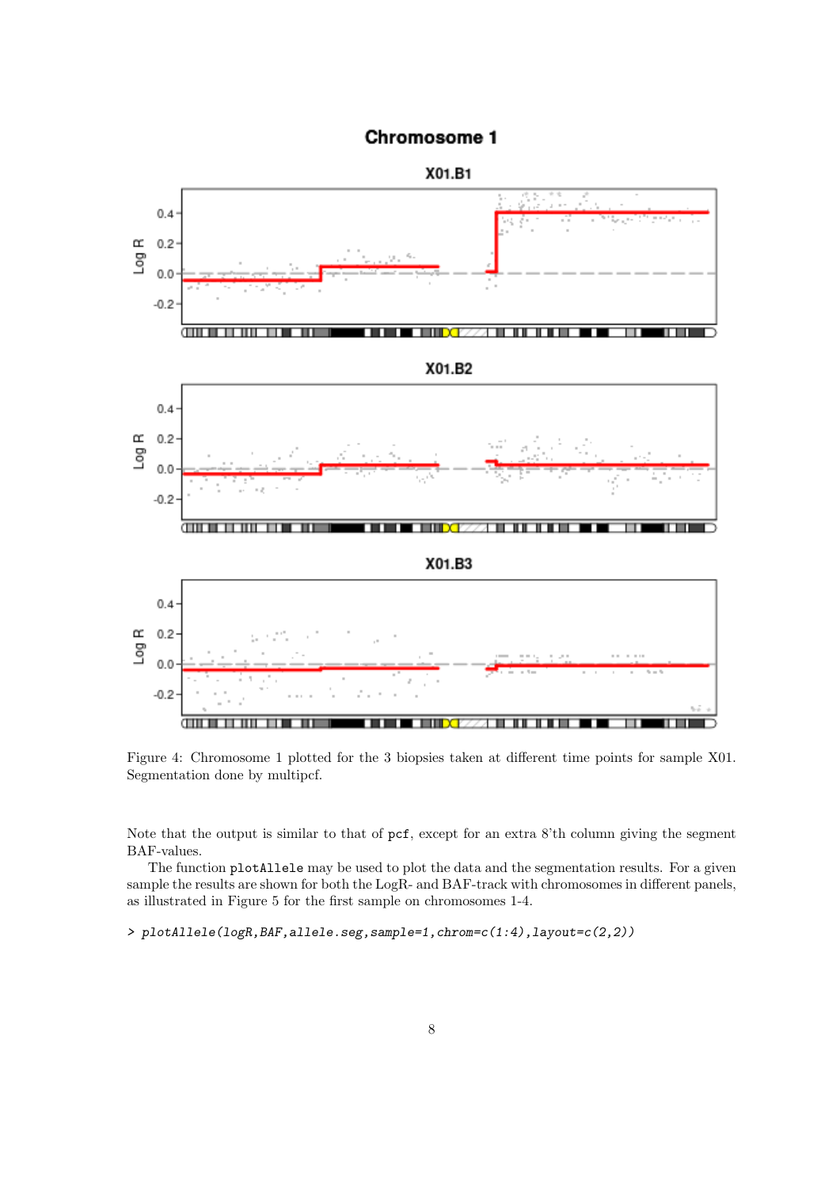Figure 4: Chromosome 1 plotted for the 3 biopsies taken at different time points for sample X01. Segmentation done by multipcf.

Note that the output is similar to that of `pcf`, except for an extra 8'th column giving the segment BAF-values.

The function `plotAllele` may be used to plot the data and the segmentation results. For a given sample the results are shown for both the LogR- and BAF-track with chromosomes in different panels, as illustrated in Figure 5 for the first sample on chromosomes 1-4.

```
> plotAllele(logR,BAF,allele.seg,sample=1,chrom=c(1:4),layout=c(2,2))
```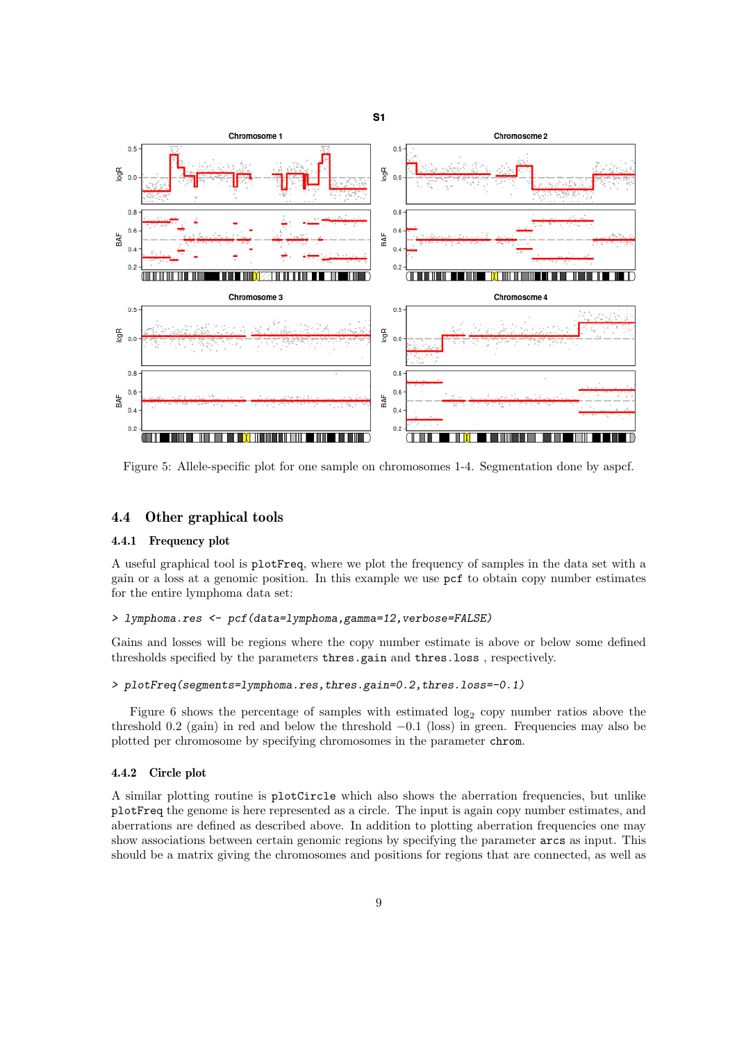Figure 5: Allele-specific plot for one sample on chromosomes 1-4. Segmentation done by aspcf.

## 4.4 Other graphical tools

### 4.4.1 Frequency plot

A useful graphical tool is `plotFreq`, where we plot the frequency of samples in the data set with a gain or a loss at a genomic position. In this example we use `pcf` to obtain copy number estimates for the entire lymphoma data set:

```
> lymphoma.res <- pcf(data=lymphoma,gamma=12,verbose=FALSE)
```

Gains and losses will be regions where the copy number estimate is above or below some defined thresholds specified by the parameters `thres.gain` and `thres.loss` , respectively.

```
> plotFreq(segments=lymphoma.res,thres.gain=0.2,thres.loss=-0.1)
```

Figure 6 shows the percentage of samples with estimated $\log_2$ copy number ratios above the threshold 0.2 (gain) in red and below the threshold $-0.1$ (loss) in green. Frequencies may also be plotted per chromosome by specifying chromosomes in the parameter `chrom`.

### 4.4.2 Circle plot

A similar plotting routine is `plotCircle` which also shows the aberration frequencies, but unlike `plotFreq` the genome is here represented as a circle. The input is again copy number estimates, and aberrations are defined as described above. In addition to plotting aberration frequencies one may show associations between certain genomic regions by specifying the parameter `arcs` as input. This should be a matrix giving the chromosomes and positions for regions that are connected, as well as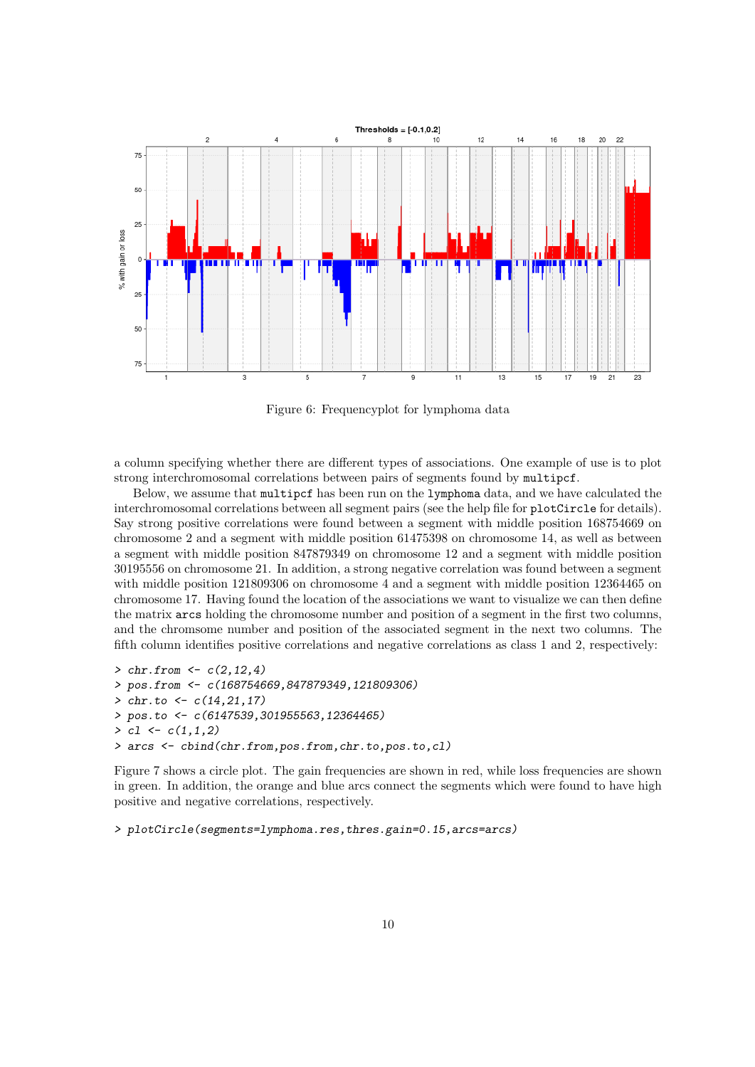Figure 6: Frequencyplot for lymphoma data

a column specifying whether there are different types of associations. One example of use is to plot strong interchromosomal correlations between pairs of segments found by `multipcf`.

Below, we assume that `multipcf` has been run on the `lymphoma` data, and we have calculated the interchromosomal correlations between all segment pairs (see the help file for `plotCircle` for details). Say strong positive correlations were found between a segment with middle position 168754669 on chromosome 2 and a segment with middle position 61475398 on chromosome 14, as well as between a segment with middle position 847879349 on chromosome 12 and a segment with middle position 30195556 on chromosome 21. In addition, a strong negative correlation was found between a segment with middle position 121809306 on chromosome 4 and a segment with middle position 12364465 on chromosome 17. Having found the location of the associations we want to visualize we can then define the matrix `arcs` holding the chromosome number and position of a segment in the first two columns, and the chromsome number and position of the associated segment in the next two columns. The fifth column identifies positive correlations and negative correlations as class 1 and 2, respectively:

```
> chr.from <- c(2,12,4)
> pos.from <- c(168754669,847879349,121809306)
> chr.to <- c(14,21,17)
> pos.to <- c(6147539,301955563,12364465)
> cl <- c(1,1,2)
> arcs <- cbind(chr.from,pos.from,chr.to,pos.to,cl)
```

Figure 7 shows a circle plot. The gain frequencies are shown in red, while loss frequencies are shown in green. In addition, the orange and blue arcs connect the segments which were found to have high positive and negative correlations, respectively.

```
> plotCircle(segments=lymphoma.res,thres.gain=0.15,arcs=arcs)
```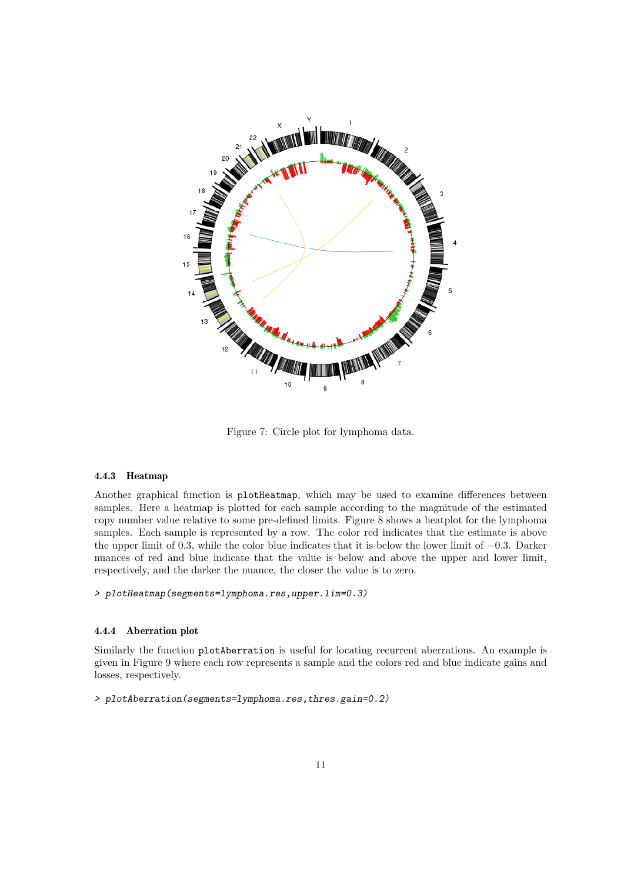Figure 7: Circle plot for lymphoma data.

### 4.4.3 Heatmap

Another graphical function is `plotHeatmap`, which may be used to examine differences between samples. Here a heatmap is plotted for each sample according to the magnitude of the estimated copy number value relative to some pre-defined limits. Figure 8 shows a heatplot for the lymphoma samples. Each sample is represented by a row. The color red indicates that the estimate is above the upper limit of 0.3, while the color blue indicates that it is below the lower limit of −0.3. Darker nuances of red and blue indicate that the value is below and above the upper and lower limit, respectively, and the darker the nuance, the closer the value is to zero.

```
> plotHeatmap(segments=lymphoma.res,upper.lim=0.3)
```

### 4.4.4 Aberration plot

Similarly the function `plotAberration` is useful for locating recurrent aberrations. An example is given in Figure 9 where each row represents a sample and the colors red and blue indicate gains and losses, respectively.

```
> plotAberration(segments=lymphoma.res,thres.gain=0.2)
```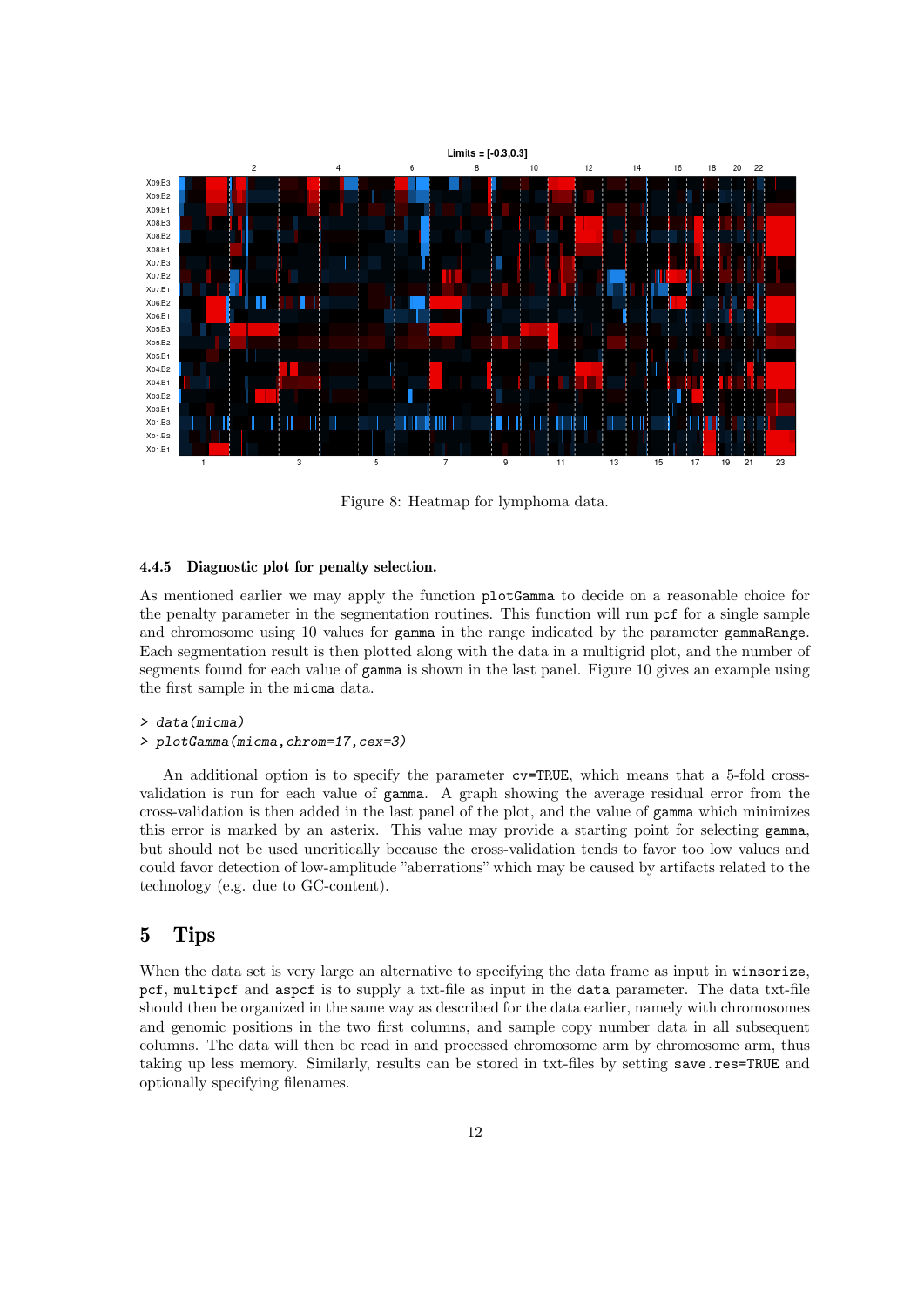Figure 8: Heatmap for lymphoma data.

#### 4.4.5 Diagnostic plot for penalty selection.

As mentioned earlier we may apply the function `plotGamma` to decide on a reasonable choice for the penalty parameter in the segmentation routines. This function will run `pcf` for a single sample and chromosome using 10 values for `gamma` in the range indicated by the parameter `gammaRange`. Each segmentation result is then plotted along with the data in a multigrid plot, and the number of segments found for each value of `gamma` is shown in the last panel. Figure 10 gives an example using the first sample in the `micma` data.

```
> data(micma)
> plotGamma(micma,chrom=17,cex=3)
```

An additional option is to specify the parameter `cv=TRUE`, which means that a 5-fold cross-validation is run for each value of `gamma`. A graph showing the average residual error from the cross-validation is then added in the last panel of the plot, and the value of `gamma` which minimizes this error is marked by an asterix. This value may provide a starting point for selecting `gamma`, but should not be used uncritically because the cross-validation tends to favor too low values and could favor detection of low-amplitude "aberrations" which may be caused by artifacts related to the technology (e.g. due to GC-content).

## 5 Tips

When the data set is very large an alternative to specifying the data frame as input in `winsorize`, `pcf`, `multipcf` and `aspcf` is to supply a txt-file as input in the `data` parameter. The data txt-file should then be organized in the same way as described for the data earlier, namely with chromosomes and genomic positions in the two first columns, and sample copy number data in all subsequent columns. The data will then be read in and processed chromosome arm by chromosome arm, thus taking up less memory. Similarly, results can be stored in txt-files by setting `save.res=TRUE` and optionally specifying filenames.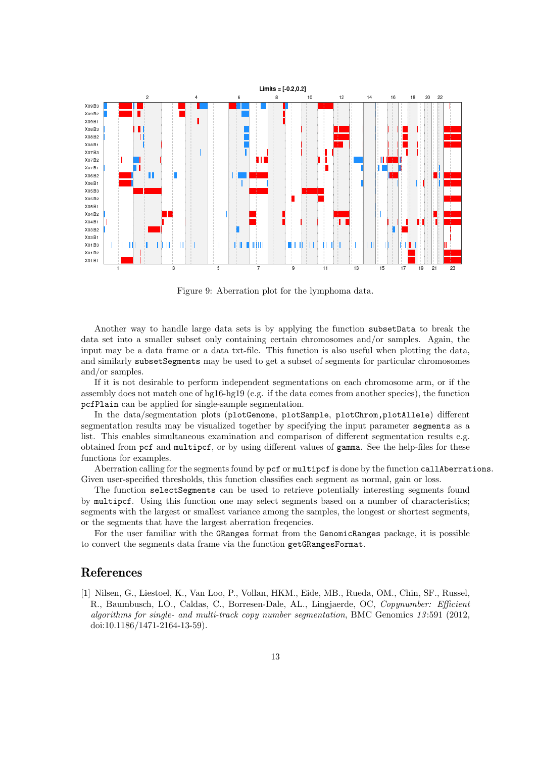Figure 9: Aberration plot for the lymphoma data.

Another way to handle large data sets is by applying the function `subsetData` to break the data set into a smaller subset only containing certain chromosomes and/or samples. Again, the input may be a data frame or a data txt-file. This function is also useful when plotting the data, and similarly `subsetSegments` may be used to get a subset of segments for particular chromosomes and/or samples.

If it is not desirable to perform independent segmentations on each chromosome arm, or if the assembly does not match one of hg16-hg19 (e.g. if the data comes from another species), the function `pcfPlain` can be applied for single-sample segmentation.

In the data/segmentation plots (`plotGenome`, `plotSample`, `plotChrom`,`plotAllele`) different segmentation results may be visualized together by specifying the input parameter `segments` as a list. This enables simultaneous examination and comparison of different segmentation results e.g. obtained from `pcf` and `multipcf`, or by using different values of `gamma`. See the help-files for these functions for examples.

Aberration calling for the segments found by `pcf` or `multipcf` is done by the function `callAberrations`. Given user-specified thresholds, this function classifies each segment as normal, gain or loss.

The function `selectSegments` can be used to retrieve potentially interesting segments found by `multipcf`. Using this function one may select segments based on a number of characteristics; segments with the largest or smallest variance among the samples, the longest or shortest segments, or the segments that have the largest aberration freqencies.

For the user familiar with the `GRanges` format from the `GenomicRanges` package, it is possible to convert the segments data frame via the function `getGRangesFormat`.

# References

[1] Nilsen, G., Liestoel, K., Van Loo, P., Vollan, HKM., Eide, MB., Rueda, OM., Chin, SF., Russel, R., Baumbusch, LO., Caldas, C., Borresen-Dale, AL., Lingjaerde, OC, *Copynumber: Efficient algorithms for single- and multi-track copy number segmentation*, BMC Genomics *13*:591 (2012, doi:10.1186/1471-2164-13-59).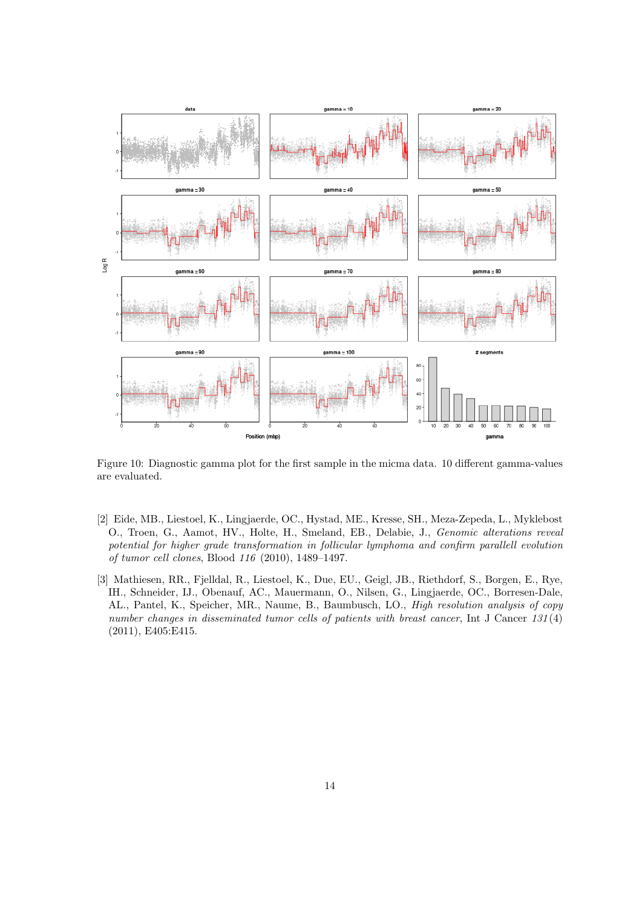data

gamma = 10

gamma = 20

gamma = 30

gamma = 40

gamma = 50

gamma = 60

gamma = 70

gamma = 80

gamma = 90

gamma = 100

# segments

Log R

Position (mbp)

gamma

Figure 10: Diagnostic gamma plot for the first sample in the micma data. 10 different gamma-values are evaluated.

[2] Eide, MB., Liestoel, K., Lingjaerde, OC., Hystad, ME., Kresse, SH., Meza-Zepeda, L., Myklebost O., Troen, G., Aamot, HV., Holte, H., Smeland, EB., Delabie, J., *Genomic alterations reveal potential for higher grade transformation in follicular lymphoma and confirm parallell evolution of tumor cell clones*, Blood *116* (2010), 1489–1497.

[3] Mathiesen, RR., Fjelldal, R., Liestoel, K., Due, EU., Geigl, JB., Riethdorf, S., Borgen, E., Rye, IH., Schneider, IJ., Obenauf, AC., Mauermann, O., Nilsen, G., Lingjaerde, OC., Borresen-Dale, AL., Pantel, K., Speicher, MR., Naume, B., Baumbusch, LO., *High resolution analysis of copy number changes in disseminated tumor cells of patients with breast cancer*, Int J Cancer *131*(4) (2011), E405:E415.